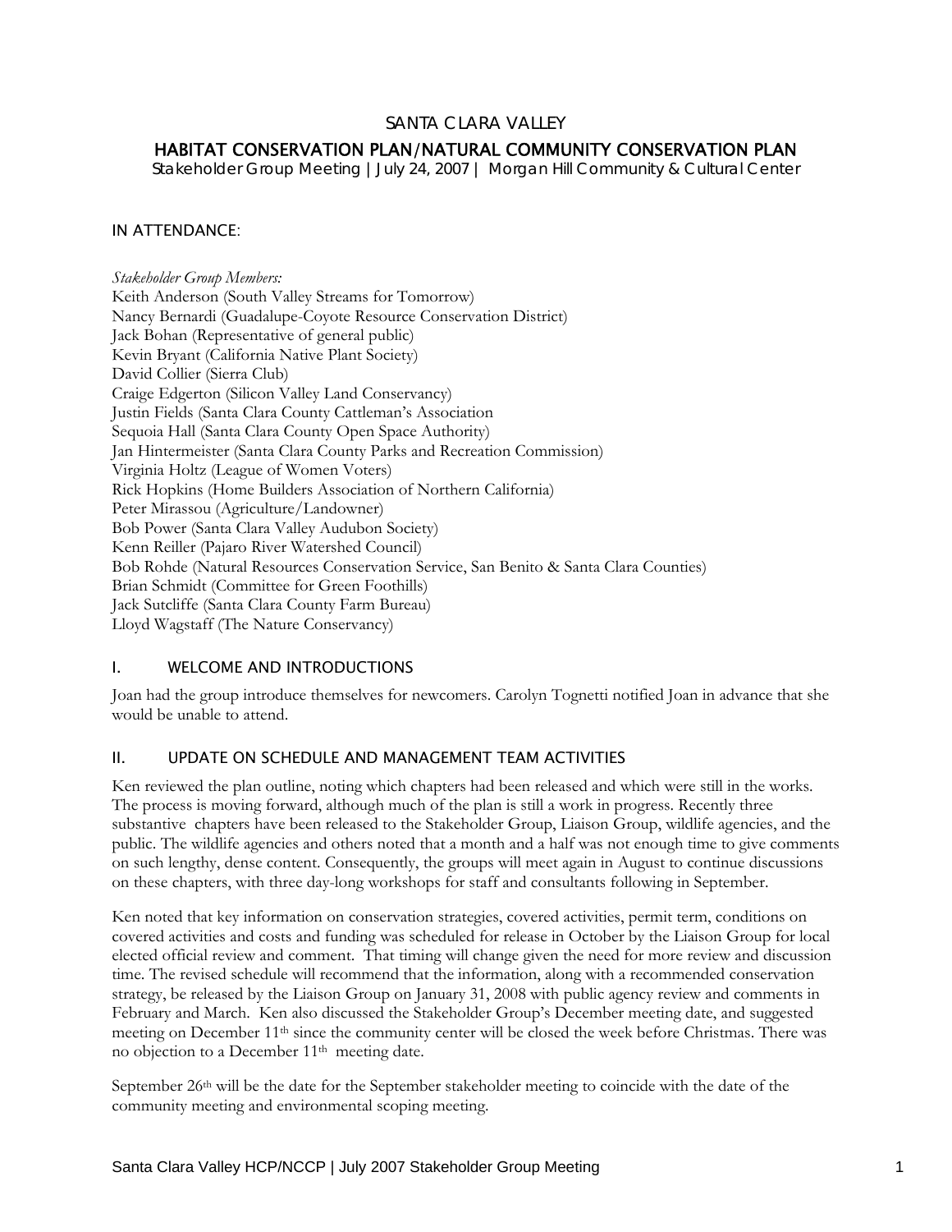SANTA CLARA VALLEY

# HABITAT CONSERVATION PLAN/NATURAL COMMUNITY CONSERVATION PLAN

Stakeholder Group Meeting | July 24, 2007 | Morgan Hill Community & Cultural Center

## IN ATTENDANCE:

*Stakeholder Group Members:*
Keith Anderson (South Valley Streams for Tomorrow)
Nancy Bernardi (Guadalupe-Coyote Resource Conservation District)
Jack Bohan (Representative of general public)
Kevin Bryant (California Native Plant Society)
David Collier (Sierra Club)
Craige Edgerton (Silicon Valley Land Conservancy)
Justin Fields (Santa Clara County Cattleman's Association
Sequoia Hall (Santa Clara County Open Space Authority)
Jan Hintermeister (Santa Clara County Parks and Recreation Commission)
Virginia Holtz (League of Women Voters)
Rick Hopkins (Home Builders Association of Northern California)
Peter Mirassou (Agriculture/Landowner)
Bob Power (Santa Clara Valley Audubon Society)
Kenn Reiller (Pajaro River Watershed Council)
Bob Rohde (Natural Resources Conservation Service, San Benito & Santa Clara Counties)
Brian Schmidt (Committee for Green Foothills)
Jack Sutcliffe (Santa Clara County Farm Bureau)
Lloyd Wagstaff (The Nature Conservancy)

## I. WELCOME AND INTRODUCTIONS

Joan had the group introduce themselves for newcomers. Carolyn Tognetti notified Joan in advance that she would be unable to attend.

## II. UPDATE ON SCHEDULE AND MANAGEMENT TEAM ACTIVITIES

Ken reviewed the plan outline, noting which chapters had been released and which were still in the works. The process is moving forward, although much of the plan is still a work in progress. Recently three substantive chapters have been released to the Stakeholder Group, Liaison Group, wildlife agencies, and the public. The wildlife agencies and others noted that a month and a half was not enough time to give comments on such lengthy, dense content. Consequently, the groups will meet again in August to continue discussions on these chapters, with three day-long workshops for staff and consultants following in September.

Ken noted that key information on conservation strategies, covered activities, permit term, conditions on covered activities and costs and funding was scheduled for release in October by the Liaison Group for local elected official review and comment. That timing will change given the need for more review and discussion time. The revised schedule will recommend that the information, along with a recommended conservation strategy, be released by the Liaison Group on January 31, 2008 with public agency review and comments in February and March. Ken also discussed the Stakeholder Group's December meeting date, and suggested meeting on December 11th since the community center will be closed the week before Christmas. There was no objection to a December 11th meeting date.

September 26th will be the date for the September stakeholder meeting to coincide with the date of the community meeting and environmental scoping meeting.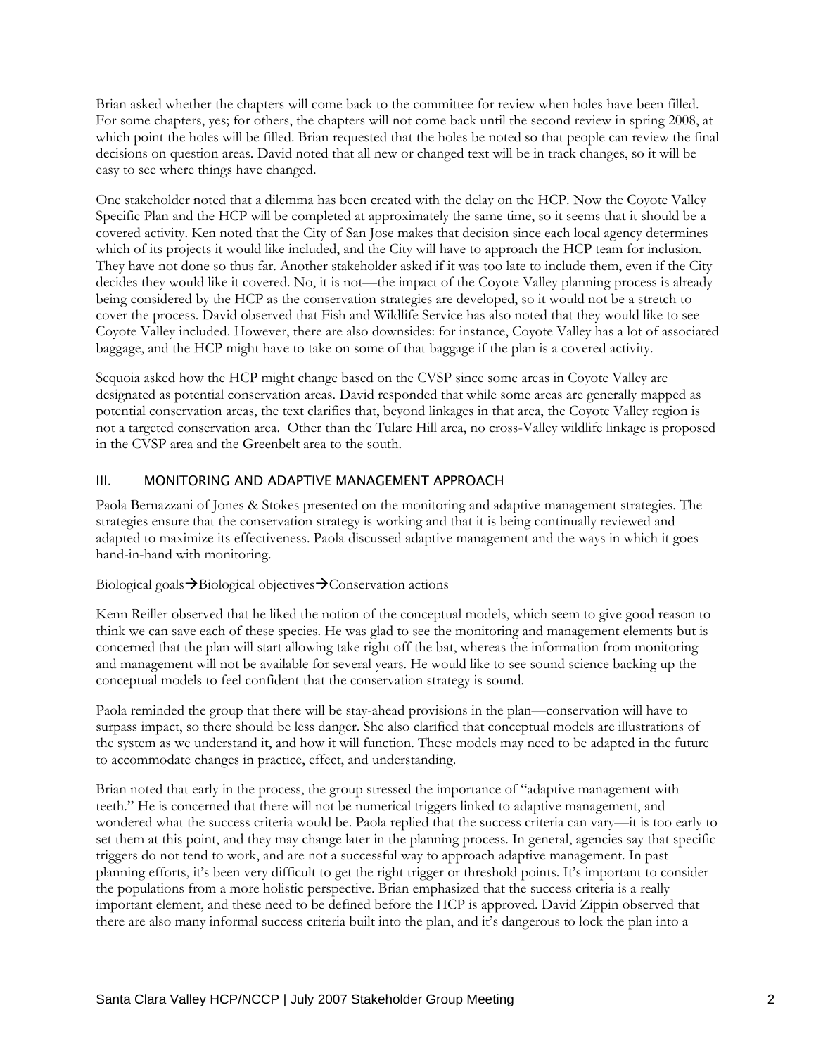Brian asked whether the chapters will come back to the committee for review when holes have been filled. For some chapters, yes; for others, the chapters will not come back until the second review in spring 2008, at which point the holes will be filled. Brian requested that the holes be noted so that people can review the final decisions on question areas. David noted that all new or changed text will be in track changes, so it will be easy to see where things have changed.

One stakeholder noted that a dilemma has been created with the delay on the HCP. Now the Coyote Valley Specific Plan and the HCP will be completed at approximately the same time, so it seems that it should be a covered activity. Ken noted that the City of San Jose makes that decision since each local agency determines which of its projects it would like included, and the City will have to approach the HCP team for inclusion. They have not done so thus far. Another stakeholder asked if it was too late to include them, even if the City decides they would like it covered. No, it is not—the impact of the Coyote Valley planning process is already being considered by the HCP as the conservation strategies are developed, so it would not be a stretch to cover the process. David observed that Fish and Wildlife Service has also noted that they would like to see Coyote Valley included. However, there are also downsides: for instance, Coyote Valley has a lot of associated baggage, and the HCP might have to take on some of that baggage if the plan is a covered activity.

Sequoia asked how the HCP might change based on the CVSP since some areas in Coyote Valley are designated as potential conservation areas. David responded that while some areas are generally mapped as potential conservation areas, the text clarifies that, beyond linkages in that area, the Coyote Valley region is not a targeted conservation area. Other than the Tulare Hill area, no cross-Valley wildlife linkage is proposed in the CVSP area and the Greenbelt area to the south.

## III. MONITORING AND ADAPTIVE MANAGEMENT APPROACH

Paola Bernazzani of Jones & Stokes presented on the monitoring and adaptive management strategies. The strategies ensure that the conservation strategy is working and that it is being continually reviewed and adapted to maximize its effectiveness. Paola discussed adaptive management and the ways in which it goes hand-in-hand with monitoring.

Biological goals→Biological objectives→Conservation actions

Kenn Reiller observed that he liked the notion of the conceptual models, which seem to give good reason to think we can save each of these species. He was glad to see the monitoring and management elements but is concerned that the plan will start allowing take right off the bat, whereas the information from monitoring and management will not be available for several years. He would like to see sound science backing up the conceptual models to feel confident that the conservation strategy is sound.

Paola reminded the group that there will be stay-ahead provisions in the plan—conservation will have to surpass impact, so there should be less danger. She also clarified that conceptual models are illustrations of the system as we understand it, and how it will function. These models may need to be adapted in the future to accommodate changes in practice, effect, and understanding.

Brian noted that early in the process, the group stressed the importance of "adaptive management with teeth." He is concerned that there will not be numerical triggers linked to adaptive management, and wondered what the success criteria would be. Paola replied that the success criteria can vary—it is too early to set them at this point, and they may change later in the planning process. In general, agencies say that specific triggers do not tend to work, and are not a successful way to approach adaptive management. In past planning efforts, it's been very difficult to get the right trigger or threshold points. It's important to consider the populations from a more holistic perspective. Brian emphasized that the success criteria is a really important element, and these need to be defined before the HCP is approved. David Zippin observed that there are also many informal success criteria built into the plan, and it's dangerous to lock the plan into a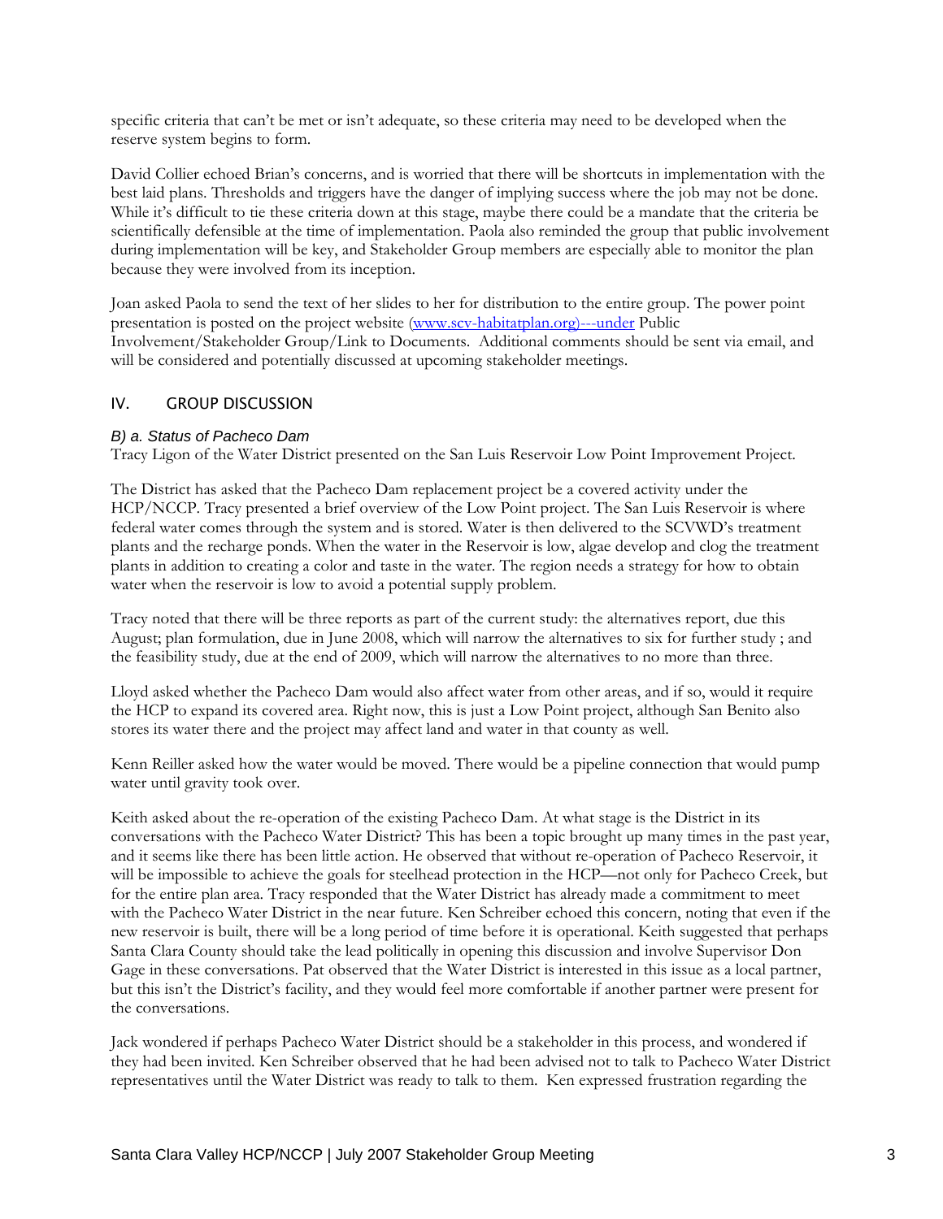specific criteria that can't be met or isn't adequate, so these criteria may need to be developed when the reserve system begins to form.

David Collier echoed Brian's concerns, and is worried that there will be shortcuts in implementation with the best laid plans. Thresholds and triggers have the danger of implying success where the job may not be done. While it's difficult to tie these criteria down at this stage, maybe there could be a mandate that the criteria be scientifically defensible at the time of implementation. Paola also reminded the group that public involvement during implementation will be key, and Stakeholder Group members are especially able to monitor the plan because they were involved from its inception.

Joan asked Paola to send the text of her slides to her for distribution to the entire group. The power point presentation is posted on the project website (www.scv-habitatplan.org)---under Public Involvement/Stakeholder Group/Link to Documents. Additional comments should be sent via email, and will be considered and potentially discussed at upcoming stakeholder meetings.

## IV. GROUP DISCUSSION

### *B) a. Status of Pacheco Dam*

Tracy Ligon of the Water District presented on the San Luis Reservoir Low Point Improvement Project.

The District has asked that the Pacheco Dam replacement project be a covered activity under the HCP/NCCP. Tracy presented a brief overview of the Low Point project. The San Luis Reservoir is where federal water comes through the system and is stored. Water is then delivered to the SCVWD's treatment plants and the recharge ponds. When the water in the Reservoir is low, algae develop and clog the treatment plants in addition to creating a color and taste in the water. The region needs a strategy for how to obtain water when the reservoir is low to avoid a potential supply problem.

Tracy noted that there will be three reports as part of the current study: the alternatives report, due this August; plan formulation, due in June 2008, which will narrow the alternatives to six for further study ; and the feasibility study, due at the end of 2009, which will narrow the alternatives to no more than three.

Lloyd asked whether the Pacheco Dam would also affect water from other areas, and if so, would it require the HCP to expand its covered area. Right now, this is just a Low Point project, although San Benito also stores its water there and the project may affect land and water in that county as well.

Kenn Reiller asked how the water would be moved. There would be a pipeline connection that would pump water until gravity took over.

Keith asked about the re-operation of the existing Pacheco Dam. At what stage is the District in its conversations with the Pacheco Water District? This has been a topic brought up many times in the past year, and it seems like there has been little action. He observed that without re-operation of Pacheco Reservoir, it will be impossible to achieve the goals for steelhead protection in the HCP—not only for Pacheco Creek, but for the entire plan area. Tracy responded that the Water District has already made a commitment to meet with the Pacheco Water District in the near future. Ken Schreiber echoed this concern, noting that even if the new reservoir is built, there will be a long period of time before it is operational. Keith suggested that perhaps Santa Clara County should take the lead politically in opening this discussion and involve Supervisor Don Gage in these conversations. Pat observed that the Water District is interested in this issue as a local partner, but this isn't the District's facility, and they would feel more comfortable if another partner were present for the conversations.

Jack wondered if perhaps Pacheco Water District should be a stakeholder in this process, and wondered if they had been invited. Ken Schreiber observed that he had been advised not to talk to Pacheco Water District representatives until the Water District was ready to talk to them. Ken expressed frustration regarding the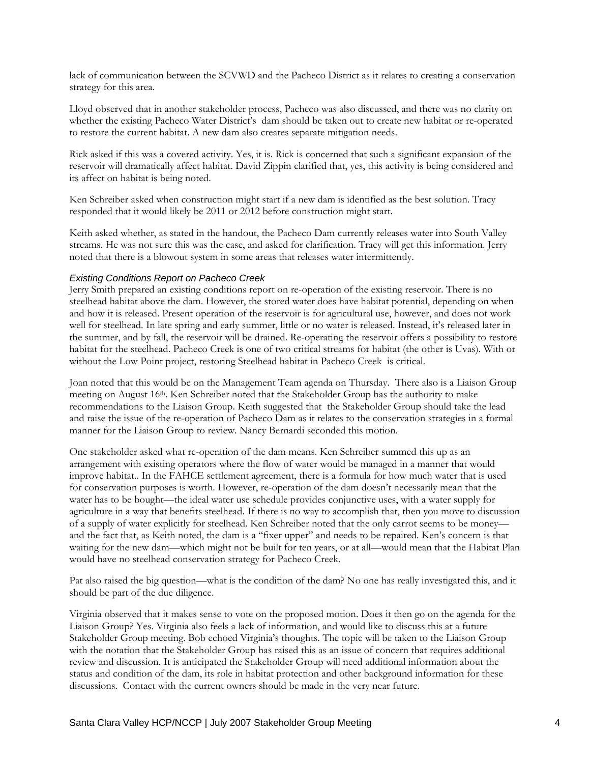lack of communication between the SCVWD and the Pacheco District as it relates to creating a conservation strategy for this area.

Lloyd observed that in another stakeholder process, Pacheco was also discussed, and there was no clarity on whether the existing Pacheco Water District's dam should be taken out to create new habitat or re-operated to restore the current habitat. A new dam also creates separate mitigation needs.

Rick asked if this was a covered activity. Yes, it is. Rick is concerned that such a significant expansion of the reservoir will dramatically affect habitat. David Zippin clarified that, yes, this activity is being considered and its affect on habitat is being noted.

Ken Schreiber asked when construction might start if a new dam is identified as the best solution. Tracy responded that it would likely be 2011 or 2012 before construction might start.

Keith asked whether, as stated in the handout, the Pacheco Dam currently releases water into South Valley streams. He was not sure this was the case, and asked for clarification. Tracy will get this information. Jerry noted that there is a blowout system in some areas that releases water intermittently.

### *Existing Conditions Report on Pacheco Creek*

Jerry Smith prepared an existing conditions report on re-operation of the existing reservoir. There is no steelhead habitat above the dam. However, the stored water does have habitat potential, depending on when and how it is released. Present operation of the reservoir is for agricultural use, however, and does not work well for steelhead. In late spring and early summer, little or no water is released. Instead, it's released later in the summer, and by fall, the reservoir will be drained. Re-operating the reservoir offers a possibility to restore habitat for the steelhead. Pacheco Creek is one of two critical streams for habitat (the other is Uvas). With or without the Low Point project, restoring Steelhead habitat in Pacheco Creek is critical.

Joan noted that this would be on the Management Team agenda on Thursday. There also is a Liaison Group meeting on August 16th. Ken Schreiber noted that the Stakeholder Group has the authority to make recommendations to the Liaison Group. Keith suggested that the Stakeholder Group should take the lead and raise the issue of the re-operation of Pacheco Dam as it relates to the conservation strategies in a formal manner for the Liaison Group to review. Nancy Bernardi seconded this motion.

One stakeholder asked what re-operation of the dam means. Ken Schreiber summed this up as an arrangement with existing operators where the flow of water would be managed in a manner that would improve habitat.. In the FAHCE settlement agreement, there is a formula for how much water that is used for conservation purposes is worth. However, re-operation of the dam doesn't necessarily mean that the water has to be bought—the ideal water use schedule provides conjunctive uses, with a water supply for agriculture in a way that benefits steelhead. If there is no way to accomplish that, then you move to discussion of a supply of water explicitly for steelhead. Ken Schreiber noted that the only carrot seems to be money—and the fact that, as Keith noted, the dam is a "fixer upper" and needs to be repaired. Ken's concern is that waiting for the new dam—which might not be built for ten years, or at all—would mean that the Habitat Plan would have no steelhead conservation strategy for Pacheco Creek.

Pat also raised the big question—what is the condition of the dam? No one has really investigated this, and it should be part of the due diligence.

Virginia observed that it makes sense to vote on the proposed motion. Does it then go on the agenda for the Liaison Group? Yes. Virginia also feels a lack of information, and would like to discuss this at a future Stakeholder Group meeting. Bob echoed Virginia's thoughts. The topic will be taken to the Liaison Group with the notation that the Stakeholder Group has raised this as an issue of concern that requires additional review and discussion. It is anticipated the Stakeholder Group will need additional information about the status and condition of the dam, its role in habitat protection and other background information for these discussions. Contact with the current owners should be made in the very near future.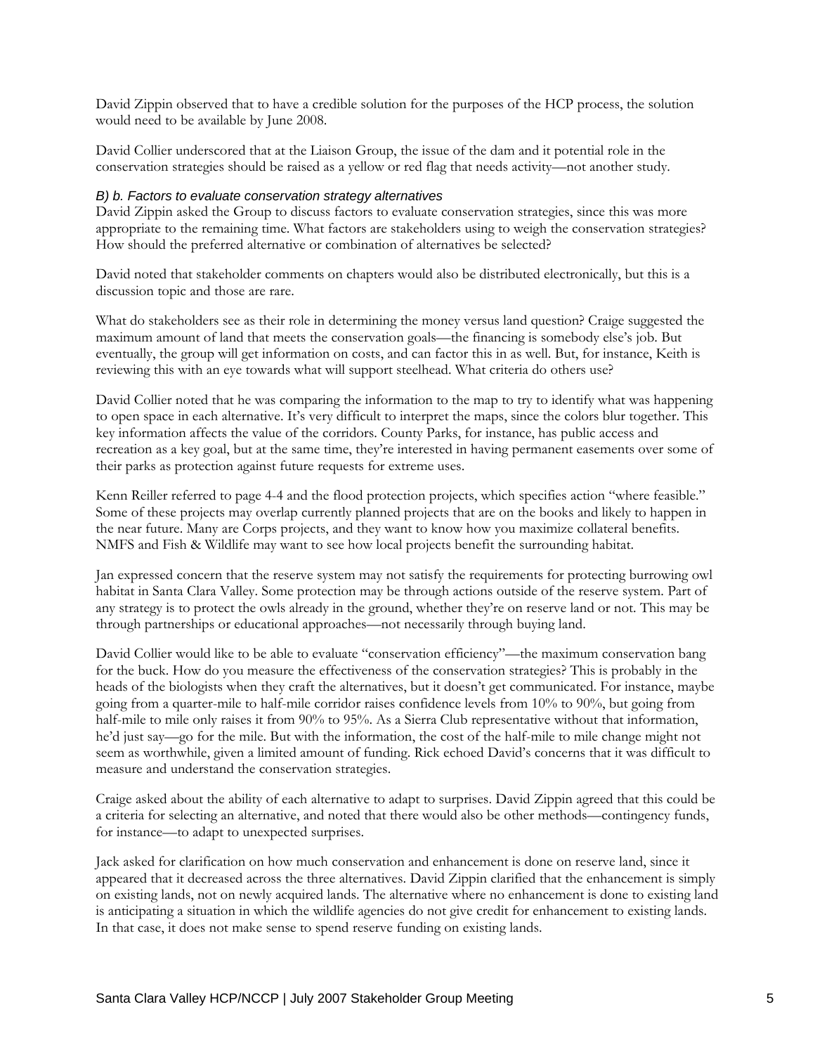David Zippin observed that to have a credible solution for the purposes of the HCP process, the solution would need to be available by June 2008.

David Collier underscored that at the Liaison Group, the issue of the dam and it potential role in the conservation strategies should be raised as a yellow or red flag that needs activity—not another study.

### *B) b. Factors to evaluate conservation strategy alternatives*

David Zippin asked the Group to discuss factors to evaluate conservation strategies, since this was more appropriate to the remaining time. What factors are stakeholders using to weigh the conservation strategies? How should the preferred alternative or combination of alternatives be selected?

David noted that stakeholder comments on chapters would also be distributed electronically, but this is a discussion topic and those are rare.

What do stakeholders see as their role in determining the money versus land question? Craige suggested the maximum amount of land that meets the conservation goals—the financing is somebody else's job. But eventually, the group will get information on costs, and can factor this in as well. But, for instance, Keith is reviewing this with an eye towards what will support steelhead. What criteria do others use?

David Collier noted that he was comparing the information to the map to try to identify what was happening to open space in each alternative. It's very difficult to interpret the maps, since the colors blur together. This key information affects the value of the corridors. County Parks, for instance, has public access and recreation as a key goal, but at the same time, they're interested in having permanent easements over some of their parks as protection against future requests for extreme uses.

Kenn Reiller referred to page 4-4 and the flood protection projects, which specifies action "where feasible." Some of these projects may overlap currently planned projects that are on the books and likely to happen in the near future. Many are Corps projects, and they want to know how you maximize collateral benefits. NMFS and Fish & Wildlife may want to see how local projects benefit the surrounding habitat.

Jan expressed concern that the reserve system may not satisfy the requirements for protecting burrowing owl habitat in Santa Clara Valley. Some protection may be through actions outside of the reserve system. Part of any strategy is to protect the owls already in the ground, whether they're on reserve land or not. This may be through partnerships or educational approaches—not necessarily through buying land.

David Collier would like to be able to evaluate "conservation efficiency"—the maximum conservation bang for the buck. How do you measure the effectiveness of the conservation strategies? This is probably in the heads of the biologists when they craft the alternatives, but it doesn't get communicated. For instance, maybe going from a quarter-mile to half-mile corridor raises confidence levels from 10% to 90%, but going from half-mile to mile only raises it from 90% to 95%. As a Sierra Club representative without that information, he'd just say—go for the mile. But with the information, the cost of the half-mile to mile change might not seem as worthwhile, given a limited amount of funding. Rick echoed David's concerns that it was difficult to measure and understand the conservation strategies.

Craige asked about the ability of each alternative to adapt to surprises. David Zippin agreed that this could be a criteria for selecting an alternative, and noted that there would also be other methods—contingency funds, for instance—to adapt to unexpected surprises.

Jack asked for clarification on how much conservation and enhancement is done on reserve land, since it appeared that it decreased across the three alternatives. David Zippin clarified that the enhancement is simply on existing lands, not on newly acquired lands. The alternative where no enhancement is done to existing land is anticipating a situation in which the wildlife agencies do not give credit for enhancement to existing lands. In that case, it does not make sense to spend reserve funding on existing lands.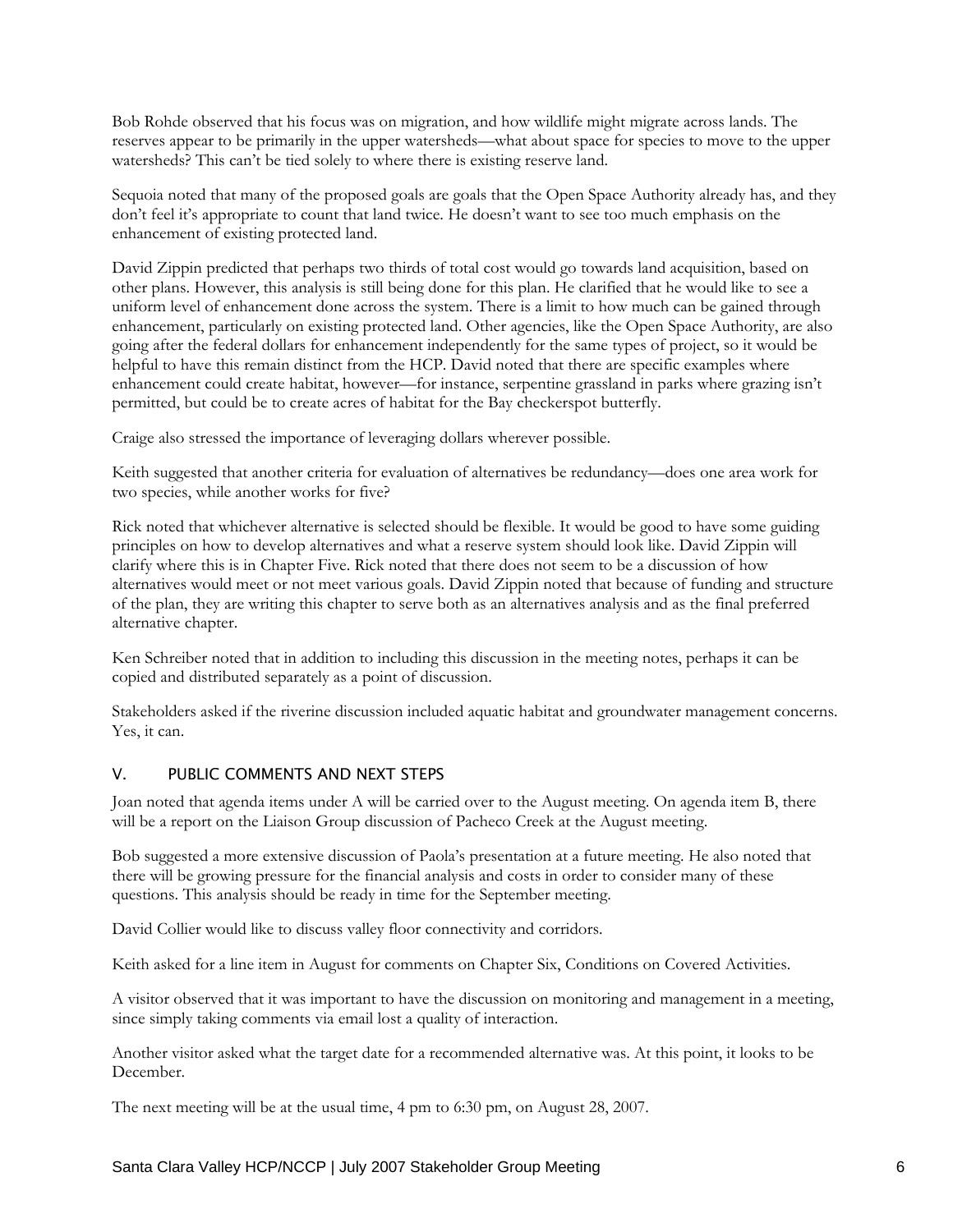Bob Rohde observed that his focus was on migration, and how wildlife might migrate across lands. The reserves appear to be primarily in the upper watersheds—what about space for species to move to the upper watersheds? This can't be tied solely to where there is existing reserve land.

Sequoia noted that many of the proposed goals are goals that the Open Space Authority already has, and they don't feel it's appropriate to count that land twice. He doesn't want to see too much emphasis on the enhancement of existing protected land.

David Zippin predicted that perhaps two thirds of total cost would go towards land acquisition, based on other plans. However, this analysis is still being done for this plan. He clarified that he would like to see a uniform level of enhancement done across the system. There is a limit to how much can be gained through enhancement, particularly on existing protected land. Other agencies, like the Open Space Authority, are also going after the federal dollars for enhancement independently for the same types of project, so it would be helpful to have this remain distinct from the HCP. David noted that there are specific examples where enhancement could create habitat, however—for instance, serpentine grassland in parks where grazing isn't permitted, but could be to create acres of habitat for the Bay checkerspot butterfly.

Craige also stressed the importance of leveraging dollars wherever possible.

Keith suggested that another criteria for evaluation of alternatives be redundancy—does one area work for two species, while another works for five?

Rick noted that whichever alternative is selected should be flexible. It would be good to have some guiding principles on how to develop alternatives and what a reserve system should look like. David Zippin will clarify where this is in Chapter Five. Rick noted that there does not seem to be a discussion of how alternatives would meet or not meet various goals. David Zippin noted that because of funding and structure of the plan, they are writing this chapter to serve both as an alternatives analysis and as the final preferred alternative chapter.

Ken Schreiber noted that in addition to including this discussion in the meeting notes, perhaps it can be copied and distributed separately as a point of discussion.

Stakeholders asked if the riverine discussion included aquatic habitat and groundwater management concerns. Yes, it can.

## V. PUBLIC COMMENTS AND NEXT STEPS

Joan noted that agenda items under A will be carried over to the August meeting. On agenda item B, there will be a report on the Liaison Group discussion of Pacheco Creek at the August meeting.

Bob suggested a more extensive discussion of Paola's presentation at a future meeting. He also noted that there will be growing pressure for the financial analysis and costs in order to consider many of these questions. This analysis should be ready in time for the September meeting.

David Collier would like to discuss valley floor connectivity and corridors.

Keith asked for a line item in August for comments on Chapter Six, Conditions on Covered Activities.

A visitor observed that it was important to have the discussion on monitoring and management in a meeting, since simply taking comments via email lost a quality of interaction.

Another visitor asked what the target date for a recommended alternative was. At this point, it looks to be December.

The next meeting will be at the usual time, 4 pm to 6:30 pm, on August 28, 2007.